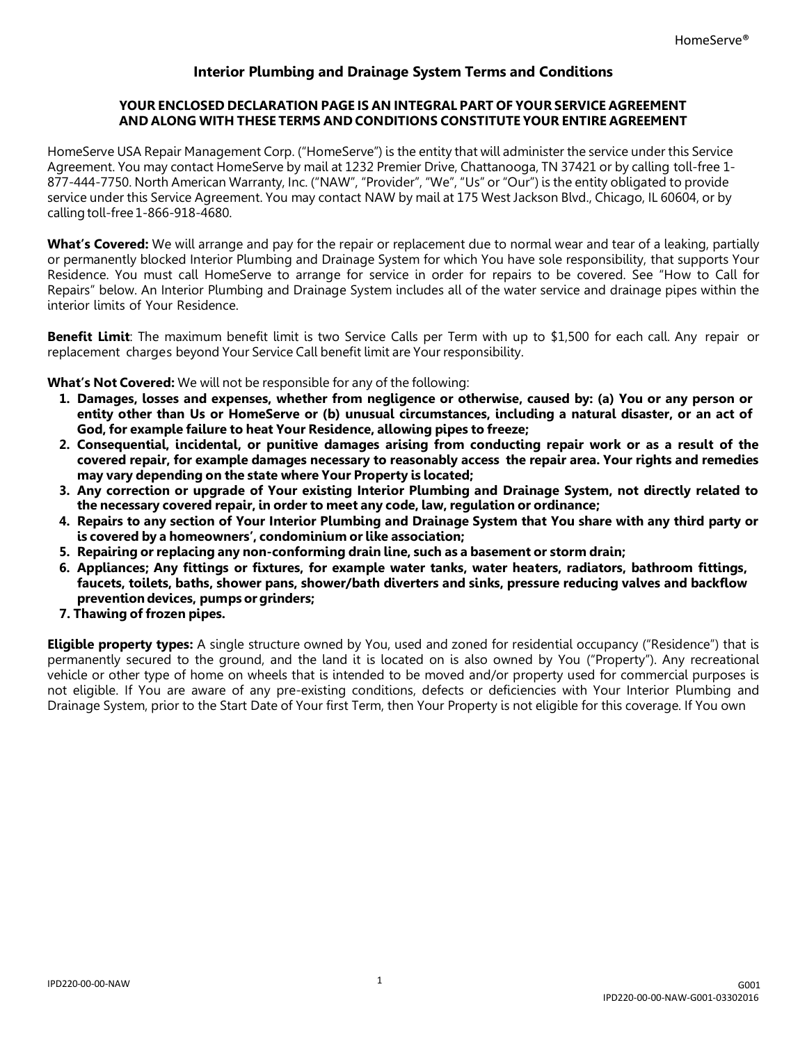# Interior Plumbing and Drainage System Terms and Conditions

**YOUR ENCLOSED DECLARATION PAGE IS AN INTEGRAL PART OF YOUR SERVICE AGREEMENT AND ALONG WITH THESE TERMS AND CONDITIONS CONSTITUTE YOUR ENTIRE AGREEMENT**

HomeServe USA Repair Management Corp. ("HomeServe") is the entity that will administer the service under this Service Agreement. You may contact HomeServe by mail at 1232 Premier Drive, Chattanooga, TN 37421 or by calling toll-free 1-877-444-7750. North American Warranty, Inc. ("NAW", "Provider", "We", "Us" or "Our") is the entity obligated to provide service under this Service Agreement. You may contact NAW by mail at 175 West Jackson Blvd., Chicago, IL 60604, or by calling toll-free 1-866-918-4680.

**What's Covered:** We will arrange and pay for the repair or replacement due to normal wear and tear of a leaking, partially or permanently blocked Interior Plumbing and Drainage System for which You have sole responsibility, that supports Your Residence. You must call HomeServe to arrange for service in order for repairs to be covered. See "How to Call for Repairs" below. An Interior Plumbing and Drainage System includes all of the water service and drainage pipes within the interior limits of Your Residence.

**Benefit Limit**: The maximum benefit limit is two Service Calls per Term with up to $1,500 for each call. Any repair or replacement charges beyond Your Service Call benefit limit are Your responsibility.

**What's Not Covered:** We will not be responsible for any of the following:

1. **Damages, losses and expenses, whether from negligence or otherwise, caused by: (a) You or any person or entity other than Us or HomeServe or (b) unusual circumstances, including a natural disaster, or an act of God, for example failure to heat Your Residence, allowing pipes to freeze;**
2. **Consequential, incidental, or punitive damages arising from conducting repair work or as a result of the covered repair, for example damages necessary to reasonably access the repair area. Your rights and remedies may vary depending on the state where Your Property is located;**
3. **Any correction or upgrade of Your existing Interior Plumbing and Drainage System, not directly related to the necessary covered repair, in order to meet any code, law, regulation or ordinance;**
4. **Repairs to any section of Your Interior Plumbing and Drainage System that You share with any third party or is covered by a homeowners', condominium or like association;**
5. **Repairing or replacing any non-conforming drain line, such as a basement or storm drain;**
6. **Appliances; Any fittings or fixtures, for example water tanks, water heaters, radiators, bathroom fittings, faucets, toilets, baths, shower pans, shower/bath diverters and sinks, pressure reducing valves and backflow prevention devices, pumps or grinders;**
7. **Thawing of frozen pipes.**

**Eligible property types:** A single structure owned by You, used and zoned for residential occupancy ("Residence") that is permanently secured to the ground, and the land it is located on is also owned by You ("Property"). Any recreational vehicle or other type of home on wheels that is intended to be moved and/or property used for commercial purposes is not eligible. If You are aware of any pre-existing conditions, defects or deficiencies with Your Interior Plumbing and Drainage System, prior to the Start Date of Your first Term, then Your Property is not eligible for this coverage. If You own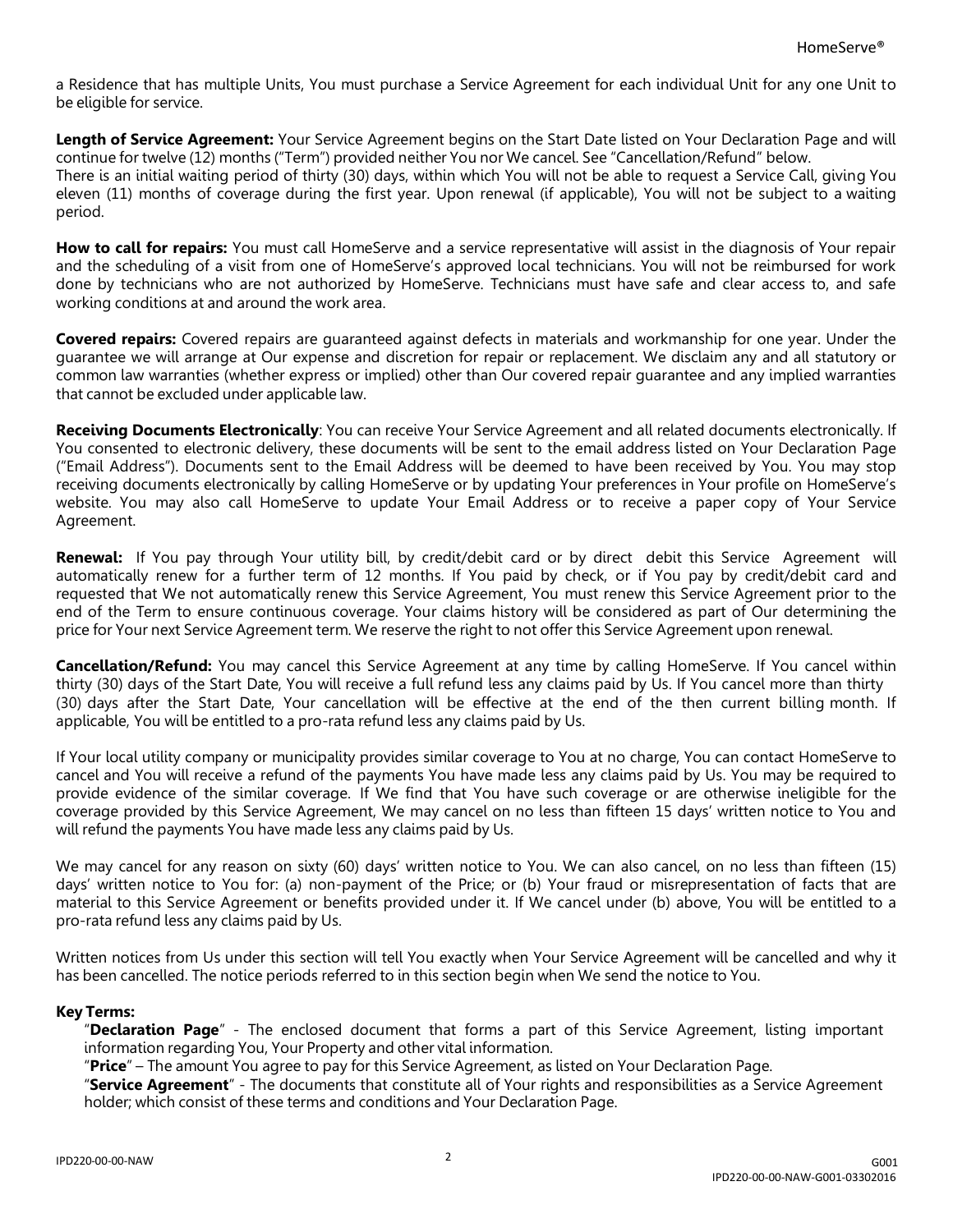a Residence that has multiple Units, You must purchase a Service Agreement for each individual Unit for any one Unit to be eligible for service.

**Length of Service Agreement:** Your Service Agreement begins on the Start Date listed on Your Declaration Page and will continue for twelve (12) months ("Term") provided neither You nor We cancel. See "Cancellation/Refund" below.
There is an initial waiting period of thirty (30) days, within which You will not be able to request a Service Call, giving You eleven (11) months of coverage during the first year. Upon renewal (if applicable), You will not be subject to a waiting period.

**How to call for repairs:** You must call HomeServe and a service representative will assist in the diagnosis of Your repair and the scheduling of a visit from one of HomeServe's approved local technicians. You will not be reimbursed for work done by technicians who are not authorized by HomeServe. Technicians must have safe and clear access to, and safe working conditions at and around the work area.

**Covered repairs:** Covered repairs are guaranteed against defects in materials and workmanship for one year. Under the guarantee we will arrange at Our expense and discretion for repair or replacement. We disclaim any and all statutory or common law warranties (whether express or implied) other than Our covered repair guarantee and any implied warranties that cannot be excluded under applicable law.

**Receiving Documents Electronically**: You can receive Your Service Agreement and all related documents electronically. If You consented to electronic delivery, these documents will be sent to the email address listed on Your Declaration Page ("Email Address"). Documents sent to the Email Address will be deemed to have been received by You. You may stop receiving documents electronically by calling HomeServe or by updating Your preferences in Your profile on HomeServe's website. You may also call HomeServe to update Your Email Address or to receive a paper copy of Your Service Agreement.

**Renewal:** If You pay through Your utility bill, by credit/debit card or by direct debit this Service Agreement will automatically renew for a further term of 12 months. If You paid by check, or if You pay by credit/debit card and requested that We not automatically renew this Service Agreement, You must renew this Service Agreement prior to the end of the Term to ensure continuous coverage. Your claims history will be considered as part of Our determining the price for Your next Service Agreement term. We reserve the right to not offer this Service Agreement upon renewal.

**Cancellation/Refund:** You may cancel this Service Agreement at any time by calling HomeServe. If You cancel within thirty (30) days of the Start Date, You will receive a full refund less any claims paid by Us. If You cancel more than thirty (30) days after the Start Date, Your cancellation will be effective at the end of the then current billing month. If applicable, You will be entitled to a pro-rata refund less any claims paid by Us.

If Your local utility company or municipality provides similar coverage to You at no charge, You can contact HomeServe to cancel and You will receive a refund of the payments You have made less any claims paid by Us. You may be required to provide evidence of the similar coverage. If We find that You have such coverage or are otherwise ineligible for the coverage provided by this Service Agreement, We may cancel on no less than fifteen 15 days' written notice to You and will refund the payments You have made less any claims paid by Us.

We may cancel for any reason on sixty (60) days' written notice to You. We can also cancel, on no less than fifteen (15) days' written notice to You for: (a) non-payment of the Price; or (b) Your fraud or misrepresentation of facts that are material to this Service Agreement or benefits provided under it. If We cancel under (b) above, You will be entitled to a pro-rata refund less any claims paid by Us.

Written notices from Us under this section will tell You exactly when Your Service Agreement will be cancelled and why it has been cancelled. The notice periods referred to in this section begin when We send the notice to You.

**Key Terms:**

"**Declaration Page**" - The enclosed document that forms a part of this Service Agreement, listing important information regarding You, Your Property and other vital information.

"**Price**" – The amount You agree to pay for this Service Agreement, as listed on Your Declaration Page.

"**Service Agreement**" - The documents that constitute all of Your rights and responsibilities as a Service Agreement holder; which consist of these terms and conditions and Your Declaration Page.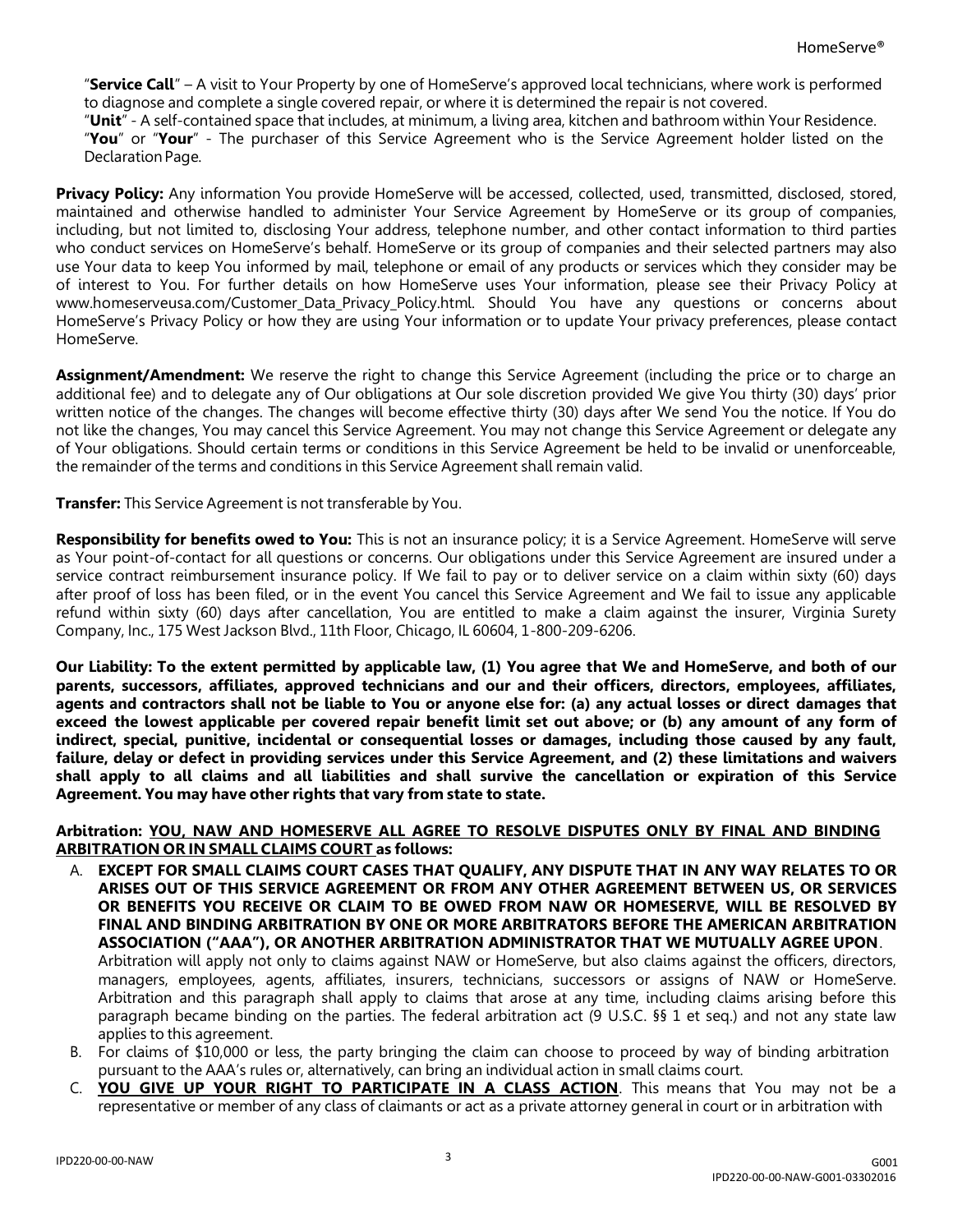"**Service Call**" – A visit to Your Property by one of HomeServe's approved local technicians, where work is performed to diagnose and complete a single covered repair, or where it is determined the repair is not covered.
"**Unit**" - A self-contained space that includes, at minimum, a living area, kitchen and bathroom within Your Residence.
"**You**" or "**Your**" - The purchaser of this Service Agreement who is the Service Agreement holder listed on the Declaration Page.

**Privacy Policy:** Any information You provide HomeServe will be accessed, collected, used, transmitted, disclosed, stored, maintained and otherwise handled to administer Your Service Agreement by HomeServe or its group of companies, including, but not limited to, disclosing Your address, telephone number, and other contact information to third parties who conduct services on HomeServe's behalf. HomeServe or its group of companies and their selected partners may also use Your data to keep You informed by mail, telephone or email of any products or services which they consider may be of interest to You. For further details on how HomeServe uses Your information, please see their Privacy Policy at www.homeserveusa.com/Customer_Data_Privacy_Policy.html. Should You have any questions or concerns about HomeServe's Privacy Policy or how they are using Your information or to update Your privacy preferences, please contact HomeServe.

**Assignment/Amendment:** We reserve the right to change this Service Agreement (including the price or to charge an additional fee) and to delegate any of Our obligations at Our sole discretion provided We give You thirty (30) days' prior written notice of the changes. The changes will become effective thirty (30) days after We send You the notice. If You do not like the changes, You may cancel this Service Agreement. You may not change this Service Agreement or delegate any of Your obligations. Should certain terms or conditions in this Service Agreement be held to be invalid or unenforceable, the remainder of the terms and conditions in this Service Agreement shall remain valid.

**Transfer:** This Service Agreement is not transferable by You.

**Responsibility for benefits owed to You:** This is not an insurance policy; it is a Service Agreement. HomeServe will serve as Your point-of-contact for all questions or concerns. Our obligations under this Service Agreement are insured under a service contract reimbursement insurance policy. If We fail to pay or to deliver service on a claim within sixty (60) days after proof of loss has been filed, or in the event You cancel this Service Agreement and We fail to issue any applicable refund within sixty (60) days after cancellation, You are entitled to make a claim against the insurer, Virginia Surety Company, Inc., 175 West Jackson Blvd., 11th Floor, Chicago, IL 60604, 1-800-209-6206.

**Our Liability: To the extent permitted by applicable law, (1) You agree that We and HomeServe, and both of our parents, successors, affiliates, approved technicians and our and their officers, directors, employees, affiliates, agents and contractors shall not be liable to You or anyone else for: (a) any actual losses or direct damages that exceed the lowest applicable per covered repair benefit limit set out above; or (b) any amount of any form of indirect, special, punitive, incidental or consequential losses or damages, including those caused by any fault, failure, delay or defect in providing services under this Service Agreement, and (2) these limitations and waivers shall apply to all claims and all liabilities and shall survive the cancellation or expiration of this Service Agreement. You may have other rights that vary from state to state.**

**Arbitration: <u>YOU, NAW AND HOMESERVE ALL AGREE TO RESOLVE DISPUTES ONLY BY FINAL AND BINDING ARBITRATION OR IN SMALL CLAIMS COURT</u> as follows:**

A. **EXCEPT FOR SMALL CLAIMS COURT CASES THAT QUALIFY, ANY DISPUTE THAT IN ANY WAY RELATES TO OR ARISES OUT OF THIS SERVICE AGREEMENT OR FROM ANY OTHER AGREEMENT BETWEEN US, OR SERVICES OR BENEFITS YOU RECEIVE OR CLAIM TO BE OWED FROM NAW OR HOMESERVE, WILL BE RESOLVED BY FINAL AND BINDING ARBITRATION BY ONE OR MORE ARBITRATORS BEFORE THE AMERICAN ARBITRATION ASSOCIATION ("AAA"), OR ANOTHER ARBITRATION ADMINISTRATOR THAT WE MUTUALLY AGREE UPON**. Arbitration will apply not only to claims against NAW or HomeServe, but also claims against the officers, directors, managers, employees, agents, affiliates, insurers, technicians, successors or assigns of NAW or HomeServe. Arbitration and this paragraph shall apply to claims that arose at any time, including claims arising before this paragraph became binding on the parties. The federal arbitration act (9 U.S.C. §§ 1 et seq.) and not any state law applies to this agreement.
B. For claims of $10,000 or less, the party bringing the claim can choose to proceed by way of binding arbitration pursuant to the AAA's rules or, alternatively, can bring an individual action in small claims court.
C. **<u>YOU GIVE UP YOUR RIGHT TO PARTICIPATE IN A CLASS ACTION</u>**. This means that You may not be a representative or member of any class of claimants or act as a private attorney general in court or in arbitration with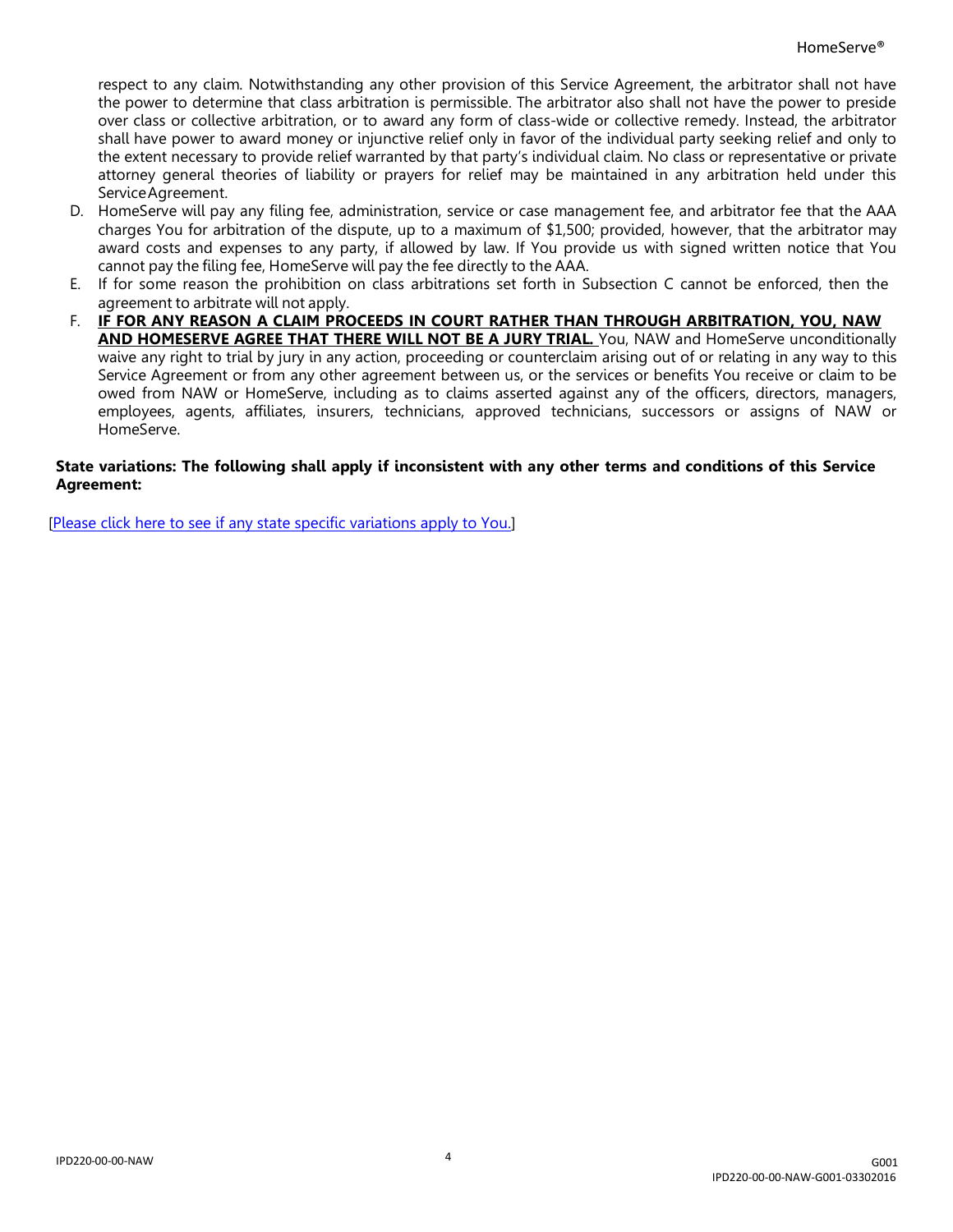respect to any claim. Notwithstanding any other provision of this Service Agreement, the arbitrator shall not have the power to determine that class arbitration is permissible. The arbitrator also shall not have the power to preside over class or collective arbitration, or to award any form of class-wide or collective remedy. Instead, the arbitrator shall have power to award money or injunctive relief only in favor of the individual party seeking relief and only to the extent necessary to provide relief warranted by that party's individual claim. No class or representative or private attorney general theories of liability or prayers for relief may be maintained in any arbitration held under this Service Agreement.

D. HomeServe will pay any filing fee, administration, service or case management fee, and arbitrator fee that the AAA charges You for arbitration of the dispute, up to a maximum of $1,500; provided, however, that the arbitrator may award costs and expenses to any party, if allowed by law. If You provide us with signed written notice that You cannot pay the filing fee, HomeServe will pay the fee directly to the AAA.

E. If for some reason the prohibition on class arbitrations set forth in Subsection C cannot be enforced, then the agreement to arbitrate will not apply.

F. **IF FOR ANY REASON A CLAIM PROCEEDS IN COURT RATHER THAN THROUGH ARBITRATION, YOU, NAW AND HOMESERVE AGREE THAT THERE WILL NOT BE A JURY TRIAL.** You, NAW and HomeServe unconditionally waive any right to trial by jury in any action, proceeding or counterclaim arising out of or relating in any way to this Service Agreement or from any other agreement between us, or the services or benefits You receive or claim to be owed from NAW or HomeServe, including as to claims asserted against any of the officers, directors, managers, employees, agents, affiliates, insurers, technicians, approved technicians, successors or assigns of NAW or HomeServe.

**State variations: The following shall apply if inconsistent with any other terms and conditions of this Service Agreement:**

[Please click here to see if any state specific variations apply to You.]

IPD220-00-00-NAW G001

IPD220-00-00-NAW-G001-03302016